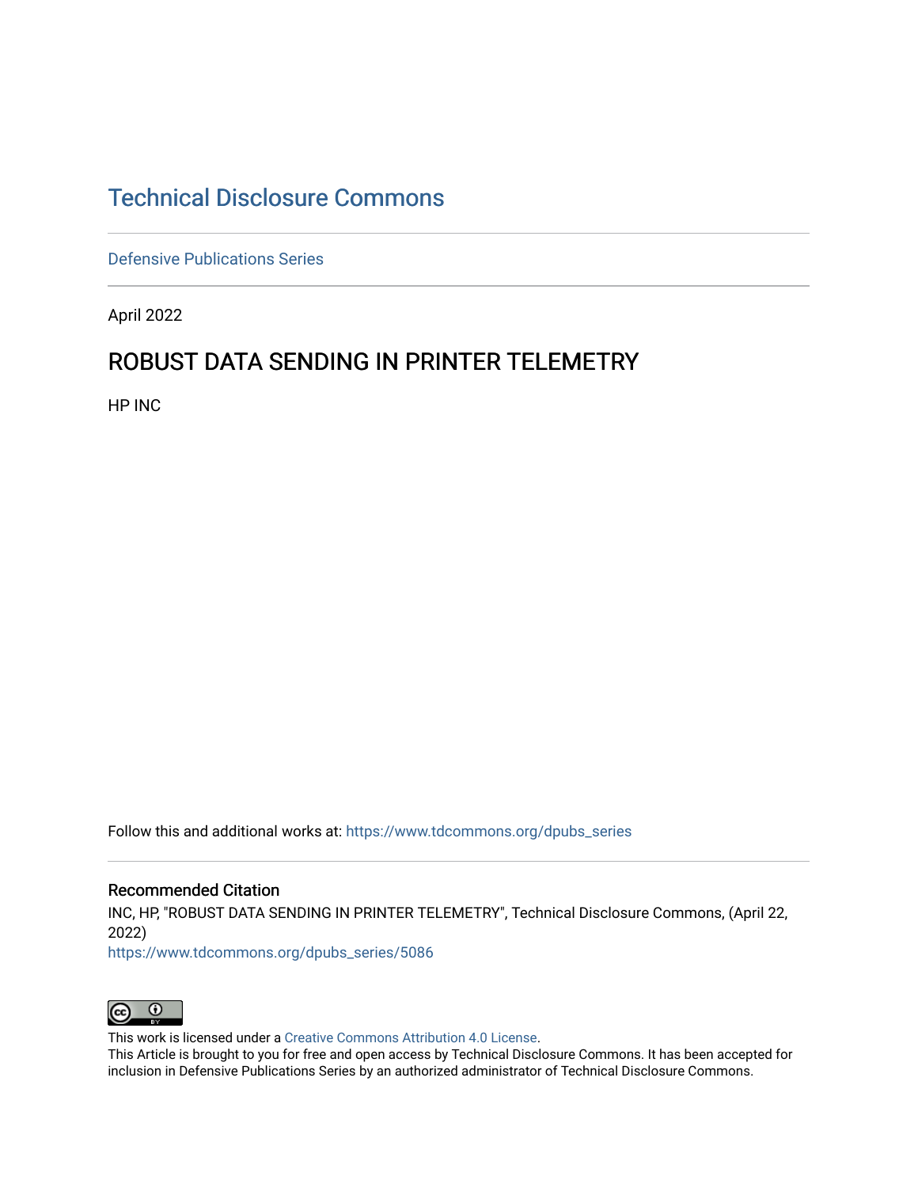# Technical Disclosure Commons

Defensive Publications Series

April 2022

## ROBUST DATA SENDING IN PRINTER TELEMETRY

HP INC

Follow this and additional works at: https://www.tdcommons.org/dpubs_series

### Recommended Citation

INC, HP, "ROBUST DATA SENDING IN PRINTER TELEMETRY", Technical Disclosure Commons, (April 22, 2022)
https://www.tdcommons.org/dpubs_series/5086

This work is licensed under a Creative Commons Attribution 4.0 License.
This Article is brought to you for free and open access by Technical Disclosure Commons. It has been accepted for inclusion in Defensive Publications Series by an authorized administrator of Technical Disclosure Commons.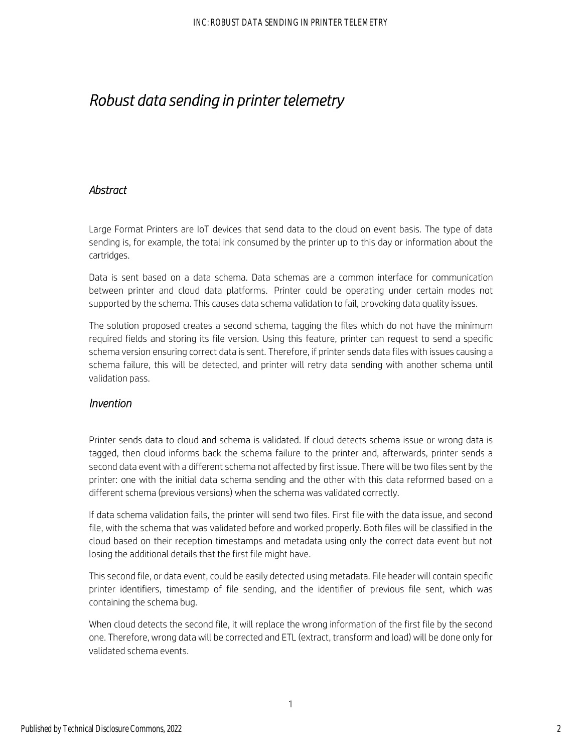# Robust data sending in printer telemetry

## Abstract

Large Format Printers are IoT devices that send data to the cloud on event basis. The type of data sending is, for example, the total ink consumed by the printer up to this day or information about the cartridges.

Data is sent based on a data schema. Data schemas are a common interface for communication between printer and cloud data platforms. Printer could be operating under certain modes not supported by the schema. This causes data schema validation to fail, provoking data quality issues.

The solution proposed creates a second schema, tagging the files which do not have the minimum required fields and storing its file version. Using this feature, printer can request to send a specific schema version ensuring correct data is sent. Therefore, if printer sends data files with issues causing a schema failure, this will be detected, and printer will retry data sending with another schema until validation pass.

## Invention

Printer sends data to cloud and schema is validated. If cloud detects schema issue or wrong data is tagged, then cloud informs back the schema failure to the printer and, afterwards, printer sends a second data event with a different schema not affected by first issue. There will be two files sent by the printer: one with the initial data schema sending and the other with this data reformed based on a different schema (previous versions) when the schema was validated correctly.

If data schema validation fails, the printer will send two files. First file with the data issue, and second file, with the schema that was validated before and worked properly. Both files will be classified in the cloud based on their reception timestamps and metadata using only the correct data event but not losing the additional details that the first file might have.

This second file, or data event, could be easily detected using metadata. File header will contain specific printer identifiers, timestamp of file sending, and the identifier of previous file sent, which was containing the schema bug.

When cloud detects the second file, it will replace the wrong information of the first file by the second one. Therefore, wrong data will be corrected and ETL (extract, transform and load) will be done only for validated schema events.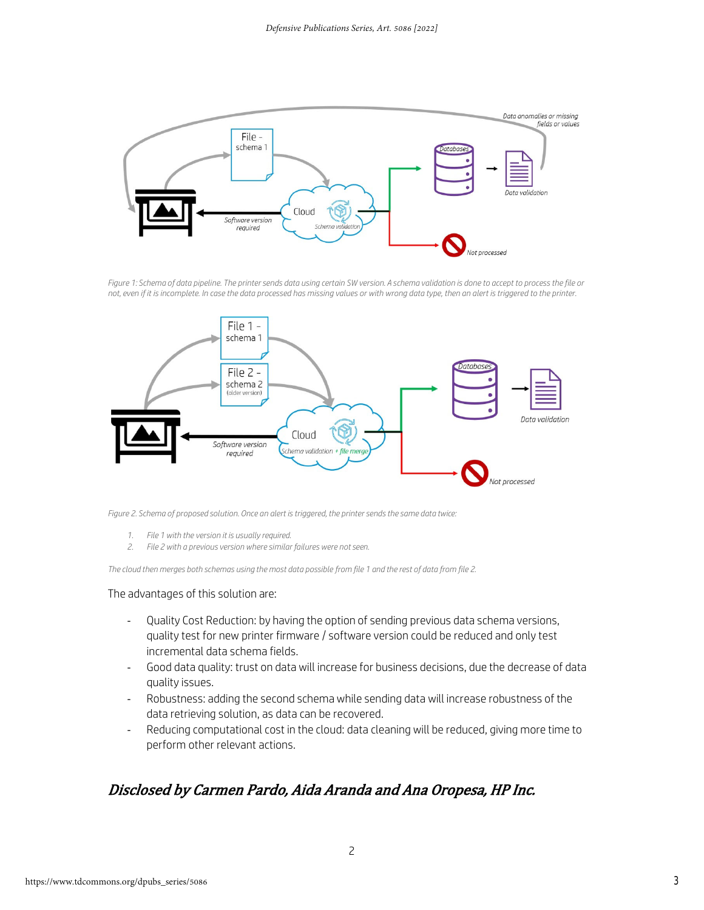Figure 1: Schema of data pipeline. The printer sends data using certain SW version. A schema validation is done to accept to process the file or not, even if it is incomplete. In case the data processed has missing values or with wrong data type, then an alert is triggered to the printer.

Figure 2. Schema of proposed solution. Once an alert is triggered, the printer sends the same data twice:

1. File 1 with the version it is usually required.
2. File 2 with a previous version where similar failures were not seen.

The cloud then merges both schemas using the most data possible from file 1 and the rest of data from file 2.

The advantages of this solution are:

- Quality Cost Reduction: by having the option of sending previous data schema versions, quality test for new printer firmware / software version could be reduced and only test incremental data schema fields.
- Good data quality: trust on data will increase for business decisions, due the decrease of data quality issues.
- Robustness: adding the second schema while sending data will increase robustness of the data retrieving solution, as data can be recovered.
- Reducing computational cost in the cloud: data cleaning will be reduced, giving more time to perform other relevant actions.

## *Disclosed by Carmen Pardo, Aida Aranda and Ana Oropesa, HP Inc.*